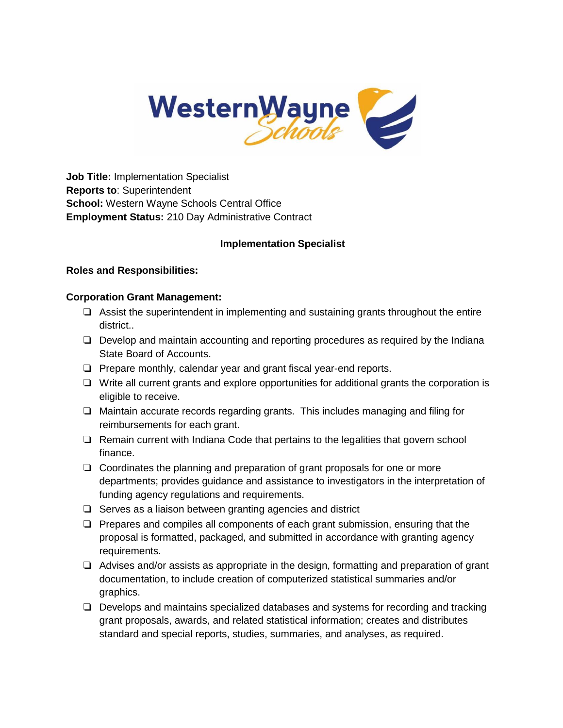**Job Title:** Implementation Specialist
**Reports to**: Superintendent
**School:** Western Wayne Schools Central Office
**Employment Status:** 210 Day Administrative Contract

## Implementation Specialist

### Roles and Responsibilities:

**Corporation Grant Management:**

- Assist the superintendent in implementing and sustaining grants throughout the entire district..
- Develop and maintain accounting and reporting procedures as required by the Indiana State Board of Accounts.
- Prepare monthly, calendar year and grant fiscal year-end reports.
- Write all current grants and explore opportunities for additional grants the corporation is eligible to receive.
- Maintain accurate records regarding grants. This includes managing and filing for reimbursements for each grant.
- Remain current with Indiana Code that pertains to the legalities that govern school finance.
- Coordinates the planning and preparation of grant proposals for one or more departments; provides guidance and assistance to investigators in the interpretation of funding agency regulations and requirements.
- Serves as a liaison between granting agencies and district
- Prepares and compiles all components of each grant submission, ensuring that the proposal is formatted, packaged, and submitted in accordance with granting agency requirements.
- Advises and/or assists as appropriate in the design, formatting and preparation of grant documentation, to include creation of computerized statistical summaries and/or graphics.
- Develops and maintains specialized databases and systems for recording and tracking grant proposals, awards, and related statistical information; creates and distributes standard and special reports, studies, summaries, and analyses, as required.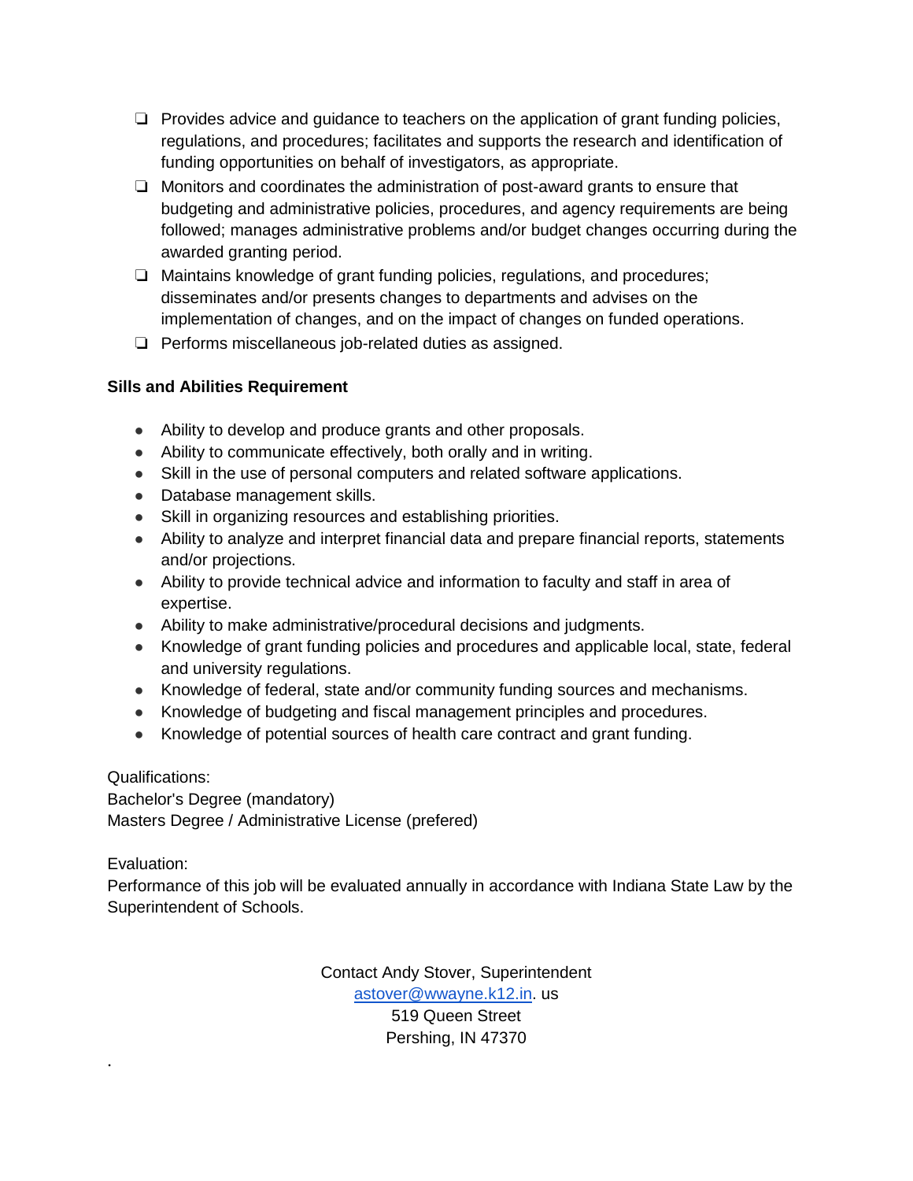- ❏ Provides advice and guidance to teachers on the application of grant funding policies, regulations, and procedures; facilitates and supports the research and identification of funding opportunities on behalf of investigators, as appropriate.
- ❏ Monitors and coordinates the administration of post-award grants to ensure that budgeting and administrative policies, procedures, and agency requirements are being followed; manages administrative problems and/or budget changes occurring during the awarded granting period.
- ❏ Maintains knowledge of grant funding policies, regulations, and procedures; disseminates and/or presents changes to departments and advises on the implementation of changes, and on the impact of changes on funded operations.
- ❏ Performs miscellaneous job-related duties as assigned.

**Sills and Abilities Requirement**

- Ability to develop and produce grants and other proposals.
- Ability to communicate effectively, both orally and in writing.
- Skill in the use of personal computers and related software applications.
- Database management skills.
- Skill in organizing resources and establishing priorities.
- Ability to analyze and interpret financial data and prepare financial reports, statements and/or projections.
- Ability to provide technical advice and information to faculty and staff in area of expertise.
- Ability to make administrative/procedural decisions and judgments.
- Knowledge of grant funding policies and procedures and applicable local, state, federal and university regulations.
- Knowledge of federal, state and/or community funding sources and mechanisms.
- Knowledge of budgeting and fiscal management principles and procedures.
- Knowledge of potential sources of health care contract and grant funding.

Qualifications:
Bachelor's Degree (mandatory)
Masters Degree / Administrative License (prefered)

Evaluation:
Performance of this job will be evaluated annually in accordance with Indiana State Law by the Superintendent of Schools.

Contact Andy Stover, Superintendent
astover@wwayne.k12.in. us
519 Queen Street
Pershing, IN 47370

.